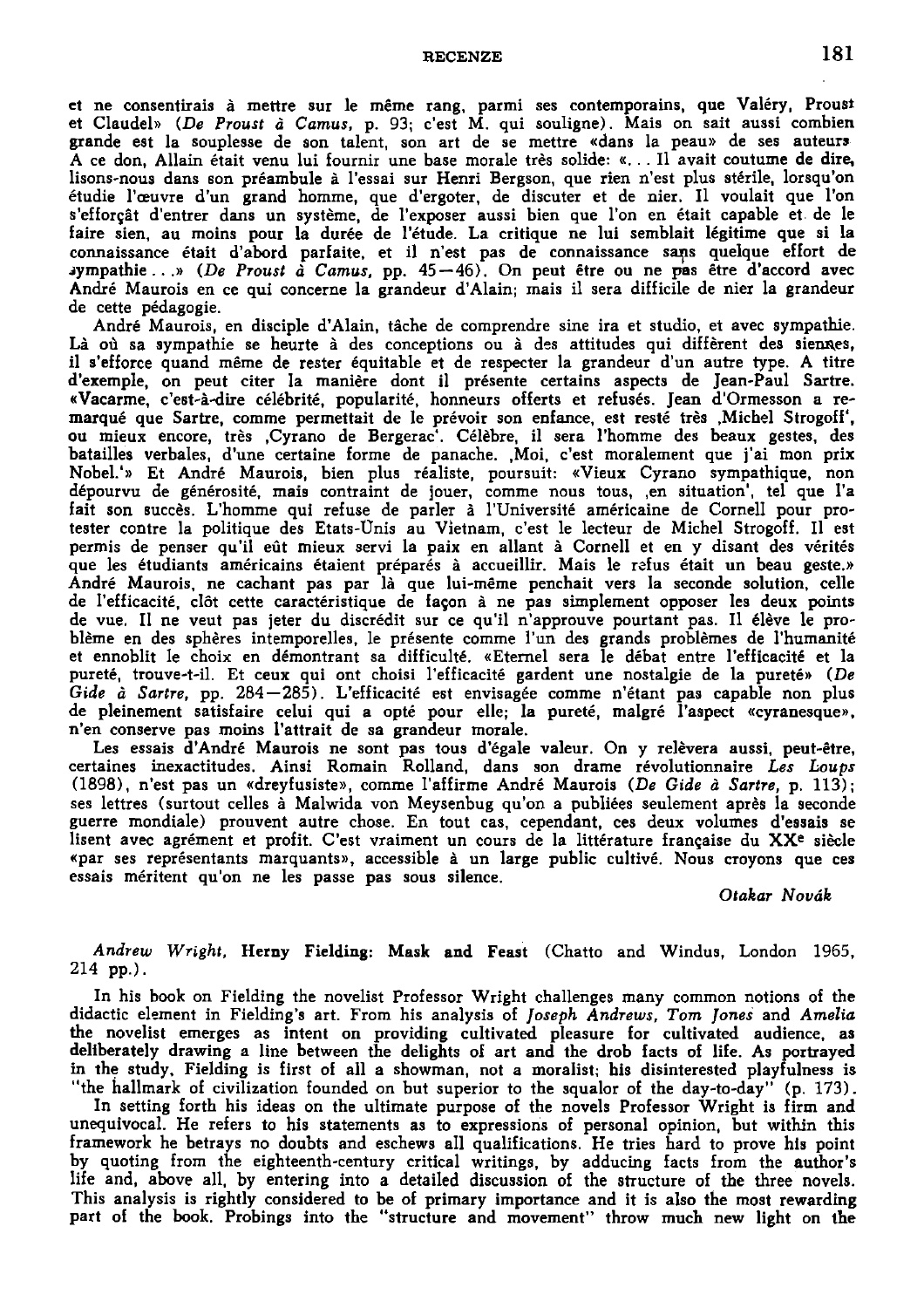et ne consentirais à mettre sur le même rang, parmi ses contemporains, que Valéry, Proust et Claudel» (*De Proust à Camus*, p. 93; c'est M. qui souligne). Mais on sait aussi combien grande est la souplesse de son talent, son art de se mettre «dans la peau» de ses auteurs A ce don, Allain était venu lui fournir une base morale très solide: «. . . Il avait coutume de dire, lisons-nous dans son préambule à l'essai sur Henri Bergson, que rien n'est plus stérile, lorsqu'on étudie l'œuvre d'un grand homme, que d'ergoter, de discuter et de nier. Il voulait que l'on s'efforçât d'entrer dans un système, de l'exposer aussi bien que l'on en était capable et de le faire sien, au moins pour la durée de l'étude. La critique ne lui semblait légitime que si la connaissance était d'abord parfaite, et il n'est pas de connaissance sans quelque effort de sympathie . . .» (*De Proust à Camus*, pp. 45—46). On peut être ou ne pas être d'accord avec André Maurois en ce qui concerne la grandeur d'Alain; mais il sera difficile de nier la grandeur de cette pédagogie.

André Maurois, en disciple d'Alain, tâche de comprendre sine ira et studio, et avec sympathie. Là où sa sympathie se heurte à des conceptions ou à des attitudes qui diffèrent des siennes, il s'efforce quand même de rester équitable et de respecter la grandeur d'un autre type. A titre d'exemple, on peut citer la manière dont il présente certains aspects de Jean-Paul Sartre. «Vacarme, c'est-à-dire célébrité, popularité, honneurs offerts et refusés. Jean d'Ormesson a remarqué que Sartre, comme permettait de le prévoir son enfance, est resté très ,Michel Strogoff', ou mieux encore, très ,Cyrano de Bergerac'. Célèbre, il sera l'homme des beaux gestes, des batailles verbales, d'une certaine forme de panache. ,Moi, c'est moralement que j'ai mon prix Nobel.'» Et André Maurois, bien plus réaliste, poursuit: «Vieux Cyrano sympathique, non dépourvu de générosité, mais contraint de jouer, comme nous tous, ,en situation', tel que l'a fait son succès. L'homme qui refuse de parler à l'Université américaine de Cornell pour protester contre la politique des Etats-Unis au Vietnam, c'est le lecteur de Michel Strogoff. Il est permis de penser qu'il eût mieux servi la paix en allant à Cornell et en y disant des vérités que les étudiants américains étaient préparés à accueillir. Mais le refus était un beau geste.» André Maurois, ne cachant pas par là que lui-même penchait vers la seconde solution, celle de l'efficacité, clôt cette caractéristique de façon à ne pas simplement opposer les deux points de vue. Il ne veut pas jeter du discrédit sur ce qu'il n'approuve pourtant pas. Il élève le problème en des sphères intemporelles, le présente comme l'un des grands problèmes de l'humanité et ennoblit le choix en démontrant sa difficulté. «Eternel sera le débat entre l'efficacité et la pureté, trouve-t-il. Et ceux qui ont choisi l'efficacité gardent une nostalgie de la pureté» (*De Gide à Sartre*, pp. 284—285). L'efficacité est envisagée comme n'étant pas capable non plus de pleinement satisfaire celui qui a opté pour elle; la pureté, malgré l'aspect «cyranesque», n'en conserve pas moins l'attrait de sa grandeur morale.

Les essais d'André Maurois ne sont pas tous d'égale valeur. On y relèvera aussi, peut-être, certaines inexactitudes. Ainsi Romain Rolland, dans son drame révolutionnaire *Les Loups* (1898), n'est pas un «dreyfusiste», comme l'affirme André Maurois (*De Gide à Sartre*, p. 113); ses lettres (surtout celles à Malwida von Meysenbug qu'on a publiées seulement après la seconde guerre mondiale) prouvent autre chose. En tout cas, cependant, ces deux volumes d'essais se lisent avec agrément et profit. C'est vraiment un cours de la littérature française du XX$^{e}$ siècle «par ses représentants marquants», accessible à un large public cultivé. Nous croyons que ces essais méritent qu'on ne les passe pas sous silence.

*Otakar Novák*

*Andrew Wright*, **Herny Fielding: Mask and Feast** (Chatto and Windus, London 1965, 214 pp.).

In his book on Fielding the novelist Professor Wright challenges many common notions of the didactic element in Fielding's art. From his analysis of *Joseph Andrews*, *Tom Jones* and *Amelia* the novelist emerges as intent on providing cultivated pleasure for cultivated audience, as deliberately drawing a line between the delights of art and the drob facts of life. As portrayed in the study, Fielding is first of all a showman, not a moralist; his disinterested playfulness is "the hallmark of civilization founded on but superior to the squalor of the day-to-day" (p. 173).

In setting forth his ideas on the ultimate purpose of the novels Professor Wright is firm and unequivocal. He refers to his statements as to expressions of personal opinion, but within this framework he betrays no doubts and eschews all qualifications. He tries hard to prove his point by quoting from the eighteenth-century critical writings, by adducing facts from the author's life and, above all, by entering into a detailed discussion of the structure of the three novels. This analysis is rightly considered to be of primary importance and it is also the most rewarding part of the book. Probings into the "structure and movement" throw much new light on the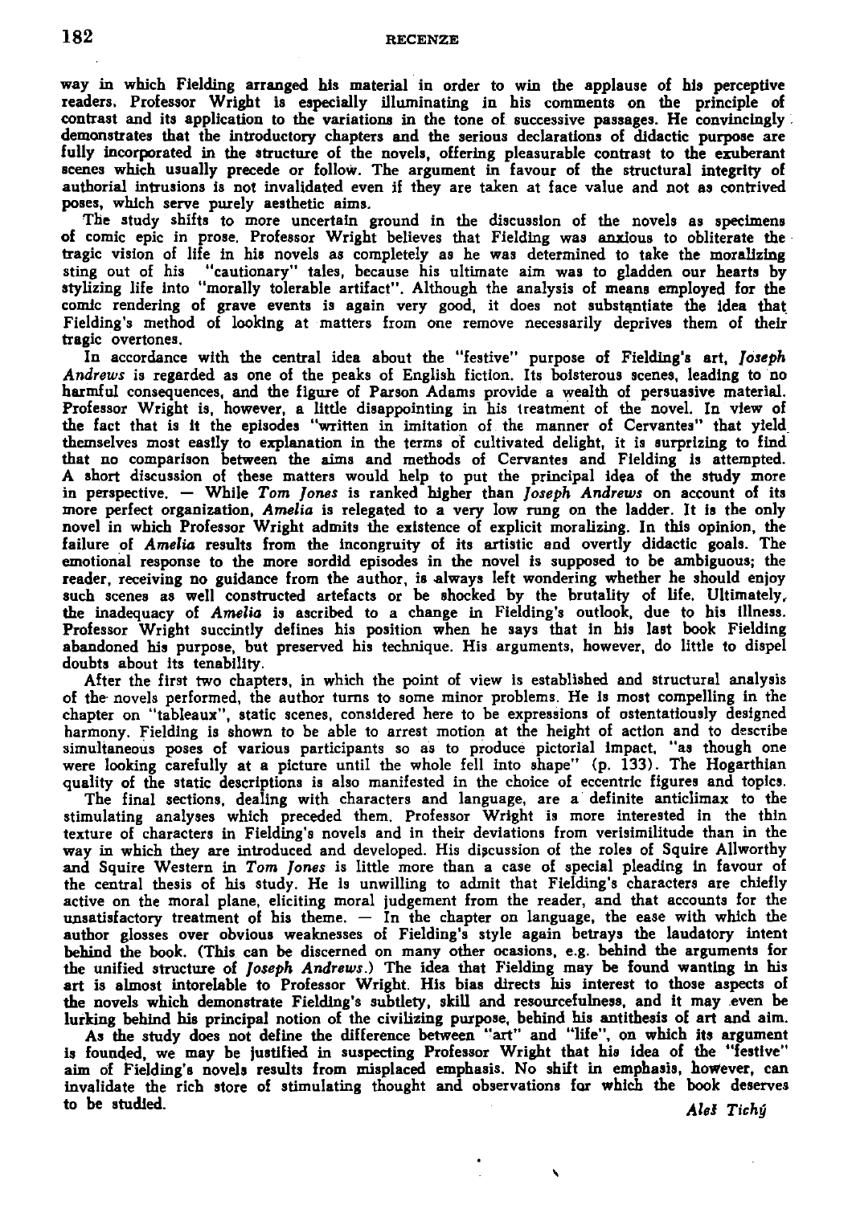way in which Fielding arranged his material in order to win the applause of his perceptive readers. Professor Wright is especially illuminating in his comments on the principle of contrast and its application to the variations in the tone of successive passages. He convincingly demonstrates that the introductory chapters and the serious declarations of didactic purpose are fully incorporated in the structure of the novels, offering pleasurable contrast to the exuberant scenes which usually precede or follow. The argument in favour of the structural integrity of authorial intrusions is not invalidated even if they are taken at face value and not as contrived poses, which serve purely aesthetic aims.

The study shifts to more uncertain ground in the discussion of the novels as specimens of comic epic in prose. Professor Wright believes that Fielding was anxious to obliterate the tragic vision of life in his novels as completely as he was determined to take the moralizing sting out of his "cautionary" tales, because his ultimate aim was to gladden our hearts by stylizing life into "morally tolerable artifact". Although the analysis of means employed for the comic rendering of grave events is again very good, it does not substantiate the idea that Fielding's method of looking at matters from one remove necessarily deprives them of their tragic overtones.

In accordance with the central idea about the "festive" purpose of Fielding's art, *Joseph Andrews* is regarded as one of the peaks of English fiction. Its boisterous scenes, leading to no harmful consequences, and the figure of Parson Adams provide a wealth of persuasive material. Professor Wright is, however, a little disappointing in his treatment of the novel. In view of the fact that is it the episodes "written in imitation of the manner of Cervantes" that yield themselves most easily to explanation in the terms of cultivated delight, it is surprizing to find that no comparison between the aims and methods of Cervantes and Fielding is attempted. A short discussion of these matters would help to put the principal idea of the study more in perspective. — While *Tom Jones* is ranked higher than *Joseph Andrews* on account of its more perfect organization, *Amelia* is relegated to a very low rung on the ladder. It is the only novel in which Professor Wright admits the existence of explicit moralizing. In this opinion, the failure of *Amelia* results from the incongruity of its artistic and overtly didactic goals. The emotional response to the more sordid episodes in the novel is supposed to be ambiguous; the reader, receiving no guidance from the author, is always left wondering whether he should enjoy such scenes as well constructed artefacts or be shocked by the brutality of life. Ultimately, the inadequacy of *Amelia* is ascribed to a change in Fielding's outlook, due to his illness. Professor Wright succintly defines his position when he says that in his last book Fielding abandoned his purpose, but preserved his technique. His arguments, however, do little to dispel doubts about its tenability.

After the first two chapters, in which the point of view is established and structural analysis of the novels performed, the author turns to some minor problems. He is most compelling in the chapter on "tableaux", static scenes, considered here to be expressions of ostentatiously designed harmony. Fielding is shown to be able to arrest motion at the height of action and to describe simultaneous poses of various participants so as to produce pictorial impact, "as though one were looking carefully at a picture until the whole fell into shape" (p. 133). The Hogarthian quality of the static descriptions is also manifested in the choice of eccentric figures and topics.

The final sections, dealing with characters and language, are a definite anticlimax to the stimulating analyses which preceded them. Professor Wright is more interested in the thin texture of characters in Fielding's novels and in their deviations from verisimilitude than in the way in which they are introduced and developed. His discussion of the roles of Squire Allworthy and Squire Western in *Tom Jones* is little more than a case of special pleading in favour of the central thesis of his study. He is unwilling to admit that Fielding's characters are chiefly active on the moral plane, eliciting moral judgement from the reader, and that accounts for the unsatisfactory treatment of his theme. — In the chapter on language, the ease with which the author glosses over obvious weaknesses of Fielding's style again betrays the laudatory intent behind the book. (This can be discerned on many other ocasions, e.g. behind the arguments for the unified structure of *Joseph Andrews*.) The idea that Fielding may be found wanting in his art is almost intorelable to Professor Wright. His bias directs his interest to those aspects of the novels which demonstrate Fielding's subtlety, skill and resourcefulness, and it may even be lurking behind his principal notion of the civilizing purpose, behind his antithesis of art and aim.

As the study does not define the difference between "art" and "life", on which its argument is founded, we may be justified in suspecting Professor Wright that his idea of the "festive" aim of Fielding's novels results from misplaced emphasis. No shift in emphasis, however, can invalidate the rich store of stimulating thought and observations for which the book deserves to be studied.

*Aleš Tichý*